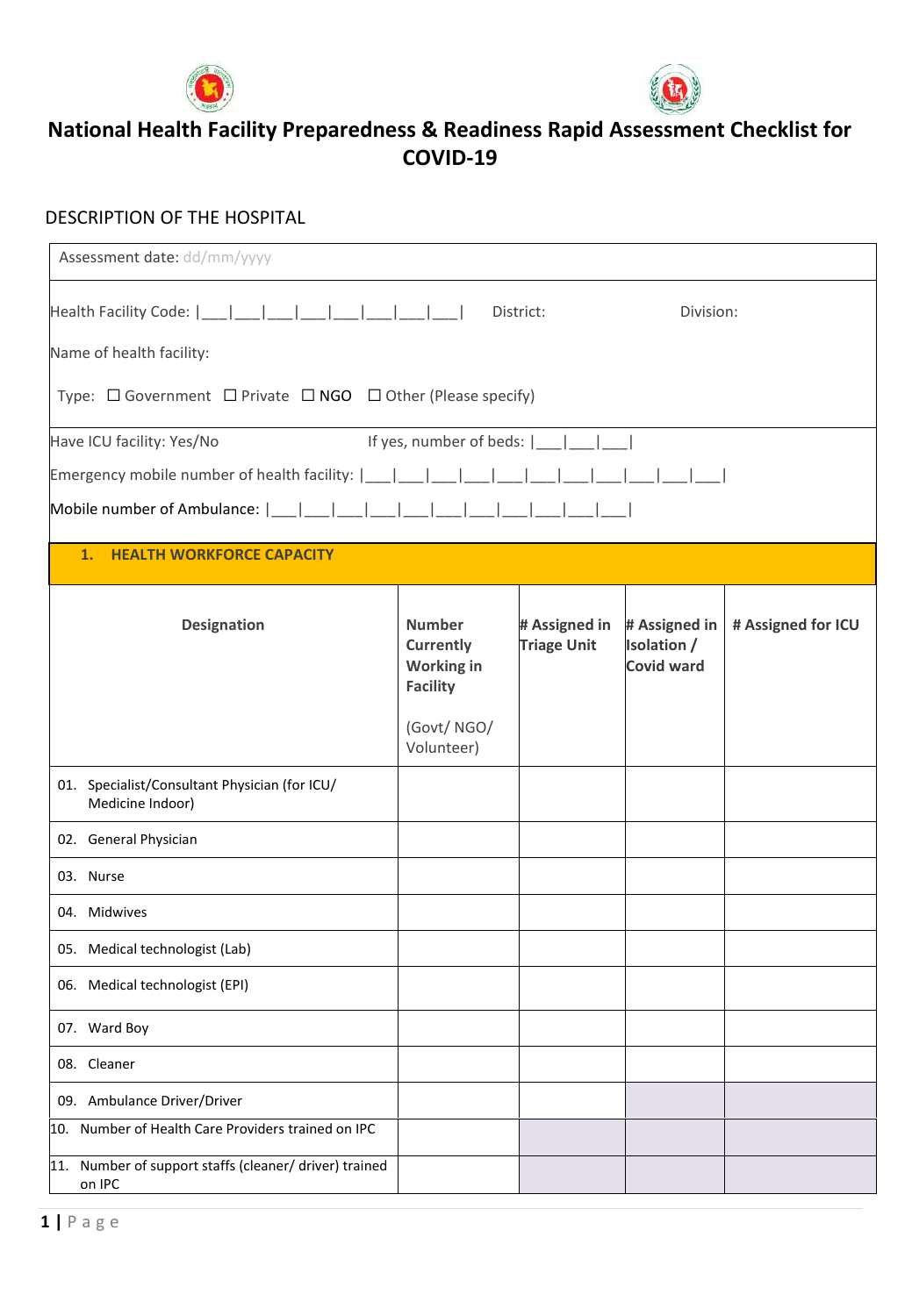# National Health Facility Preparedness & Readiness Rapid Assessment Checklist for COVID-19

## DESCRIPTION OF THE HOSPITAL

Assessment date: dd/mm/yyyy

Health Facility Code: |___|___|___|___|___|___|___|___|___|     District:     Division:

Name of health facility:

Type: ☐ Government ☐ Private ☐ NGO ☐ Other (Please specify)

Have ICU facility: Yes/No     If yes, number of beds: |___|___|___|

Emergency mobile number of health facility: |___|___|___|___|___|___|___|___|___|___|___|

Mobile number of Ambulance: |___|___|___|___|___|___|___|___|___|___|___|

### 1. HEALTH WORKFORCE CAPACITY

| Designation | Number Currently Working in Facility (Govt/ NGO/ Volunteer) | # Assigned in Triage Unit | # Assigned in Isolation / Covid ward | # Assigned for ICU |
|---|---|---|---|---|
| 01. Specialist/Consultant Physician (for ICU/ Medicine Indoor) | | | | |
| 02. General Physician | | | | |
| 03. Nurse | | | | |
| 04. Midwives | | | | |
| 05. Medical technologist (Lab) | | | | |
| 06. Medical technologist (EPI) | | | | |
| 07. Ward Boy | | | | |
| 08. Cleaner | | | | |
| 09. Ambulance Driver/Driver | | | | |
| 10. Number of Health Care Providers trained on IPC | | | | |
| 11. Number of support staffs (cleaner/ driver) trained on IPC | | | | |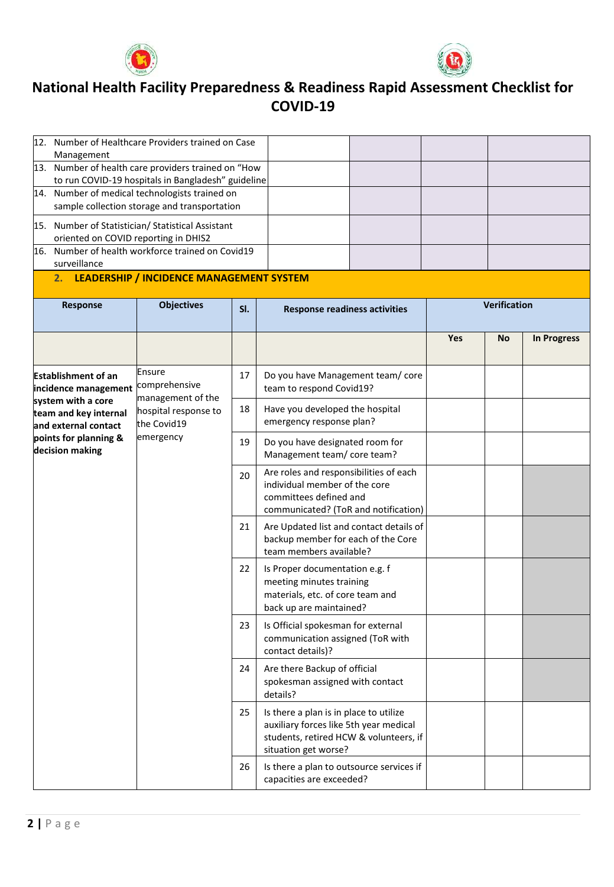# National Health Facility Preparedness & Readiness Rapid Assessment Checklist for COVID-19

| | | | |
|---|---|---|---|
| 12. Number of Healthcare Providers trained on Case Management | | | |
| 13. Number of health care providers trained on "How to run COVID-19 hospitals in Bangladesh" guideline | | | |
| 14. Number of medical technologists trained on sample collection storage and transportation | | | |
| 15. Number of Statistician/ Statistical Assistant oriented on COVID reporting in DHIS2 | | | |
| 16. Number of health workforce trained on Covid19 surveillance | | | |

## 2. LEADERSHIP / INCIDENCE MANAGEMENT SYSTEM

| Response | Objectives | Sl. | Response readiness activities | Verification | | |
|---|---|---|---|---|---|---|
| | | | | Yes | No | In Progress |
| **Establishment of an incidence management system with a core team and key internal and external contact points for planning & decision making** | Ensure comprehensive management of the hospital response to the Covid19 emergency | 17 | Do you have Management team/ core team to respond Covid19? | | | |
| | | 18 | Have you developed the hospital emergency response plan? | | | |
| | | 19 | Do you have designated room for Management team/ core team? | | | |
| | | 20 | Are roles and responsibilities of each individual member of the core committees defined and communicated? (ToR and notification) | | | |
| | | 21 | Are Updated list and contact details of backup member for each of the Core team members available? | | | |
| | | 22 | Is Proper documentation e.g. f meeting minutes training materials, etc. of core team and back up are maintained? | | | |
| | | 23 | Is Official spokesman for external communication assigned (ToR with contact details)? | | | |
| | | 24 | Are there Backup of official spokesman assigned with contact details? | | | |
| | | 25 | Is there a plan is in place to utilize auxiliary forces like 5th year medical students, retired HCW & volunteers, if situation get worse? | | | |
| | | 26 | Is there a plan to outsource services if capacities are exceeded? | | | |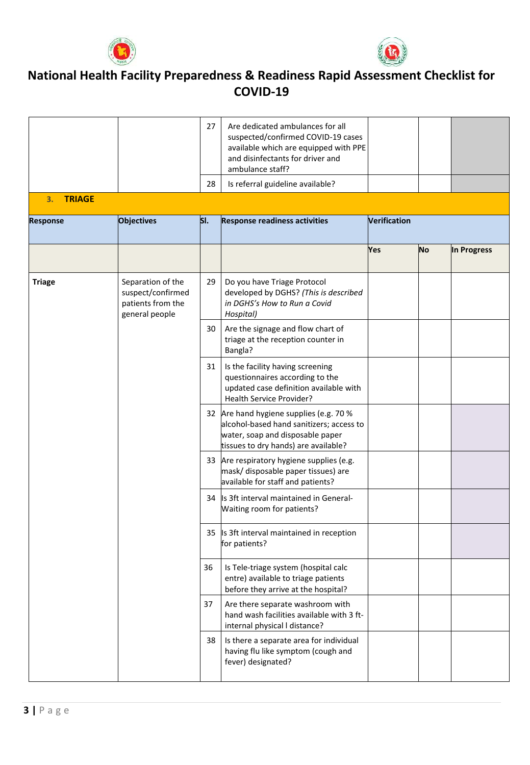# National Health Facility Preparedness & Readiness Rapid Assessment Checklist for COVID-19

| | | 27 | Are dedicated ambulances for all suspected/confirmed COVID-19 cases available which are equipped with PPE and disinfectants for driver and ambulance staff? | | | |
|---|---|---|---|---|---|---|
| | | 28 | Is referral guideline available? | | | |

## 3. TRIAGE

| Response | Objectives | Sl. | Response readiness activities | Verification | | |
|---|---|---|---|---|---|---|
| | | | | Yes | No | In Progress |
| Triage | Separation of the suspected/confirmed patients from the general people | 29 | Do you have Triage Protocol developed by DGHS? *(This is described in DGHS's How to Run a Covid Hospital)* | | | |
| | | 30 | Are the signage and flow chart of triage at the reception counter in Bangla? | | | |
| | | 31 | Is the facility having screening questionnaires according to the updated case definition available with Health Service Provider? | | | |
| | | 32 | Are hand hygiene supplies (e.g. 70 % alcohol-based hand sanitizers; access to water, soap and disposable paper tissues to dry hands) are available? | | | |
| | | 33 | Are respiratory hygiene supplies (e.g. mask/ disposable paper tissues) are available for staff and patients? | | | |
| | | 34 | Is 3ft interval maintained in General-Waiting room for patients? | | | |
| | | 35 | Is 3ft interval maintained in reception for patients? | | | |
| | | 36 | Is Tele-triage system (hospital calc entre) available to triage patients before they arrive at the hospital? | | | |
| | | 37 | Are there separate washroom with hand wash facilities available with 3 ft-internal physical l distance? | | | |
| | | 38 | Is there a separate area for individual having flu like symptom (cough and fever) designated? | | | |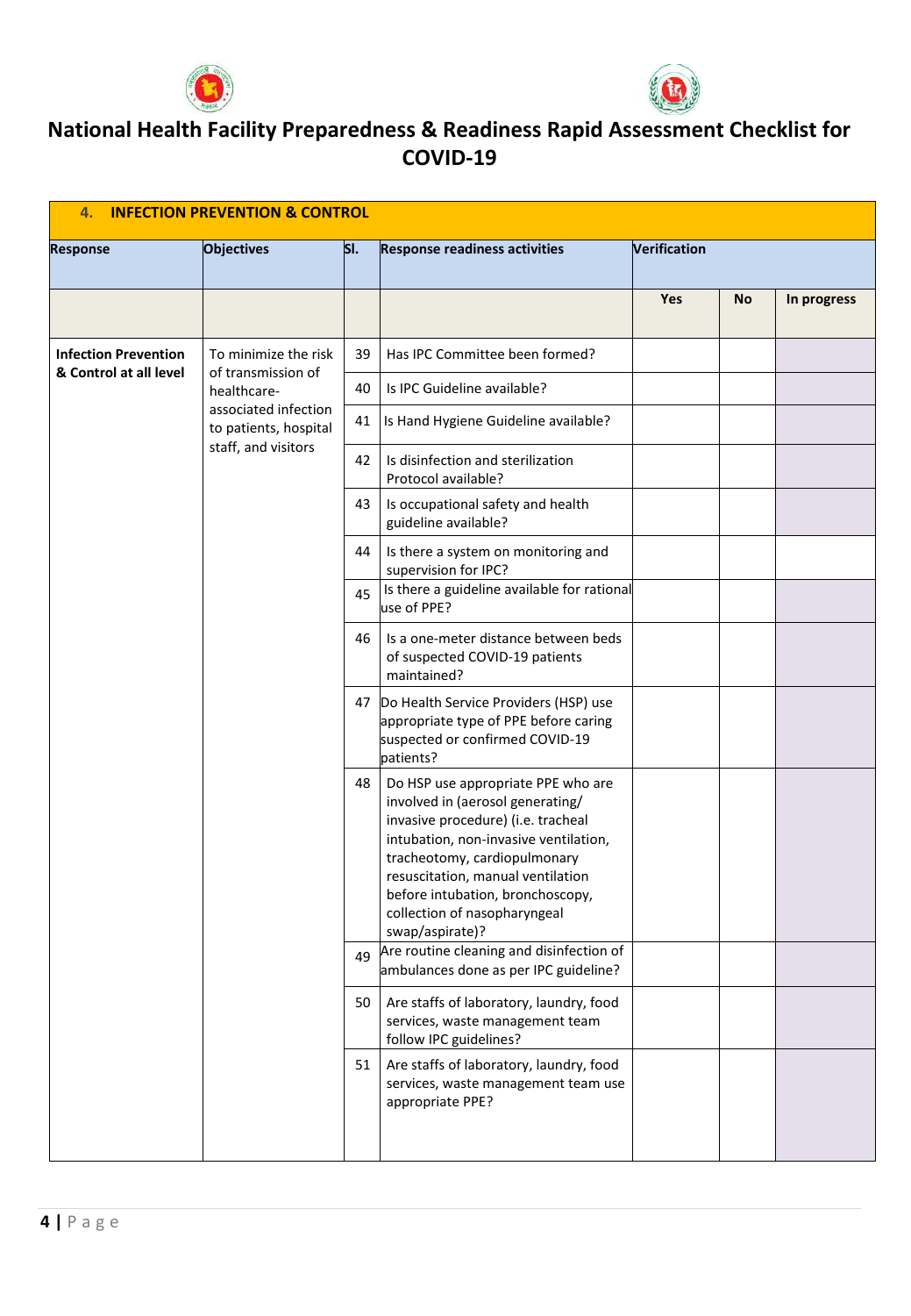# National Health Facility Preparedness & Readiness Rapid Assessment Checklist for COVID-19

| **4. INFECTION PREVENTION & CONTROL** | | | | | | |
|---|---|---|---|---|---|---|
| **Response** | **Objectives** | **Sl.** | **Response readiness activities** | **Verification** | | |
| | | | | **Yes** | **No** | **In progress** |
| **Infection Prevention & Control at all level** | To minimize the risk of transmission of healthcare-associated infection to patients, hospital staff, and visitors | 39 | Has IPC Committee been formed? | | | |
| | | 40 | Is IPC Guideline available? | | | |
| | | 41 | Is Hand Hygiene Guideline available? | | | |
| | | 42 | Is disinfection and sterilization Protocol available? | | | |
| | | 43 | Is occupational safety and health guideline available? | | | |
| | | 44 | Is there a system on monitoring and supervision for IPC? | | | |
| | | 45 | Is there a guideline available for rational use of PPE? | | | |
| | | 46 | Is a one-meter distance between beds of suspected COVID-19 patients maintained? | | | |
| | | 47 | Do Health Service Providers (HSP) use appropriate type of PPE before caring suspected or confirmed COVID-19 patients? | | | |
| | | 48 | Do HSP use appropriate PPE who are involved in (aerosol generating/ invasive procedure) (i.e. tracheal intubation, non-invasive ventilation, tracheotomy, cardiopulmonary resuscitation, manual ventilation before intubation, bronchoscopy, collection of nasopharyngeal swap/aspirate)? | | | |
| | | 49 | Are routine cleaning and disinfection of ambulances done as per IPC guideline? | | | |
| | | 50 | Are staffs of laboratory, laundry, food services, waste management team follow IPC guidelines? | | | |
| | | 51 | Are staffs of laboratory, laundry, food services, waste management team use appropriate PPE? | | | |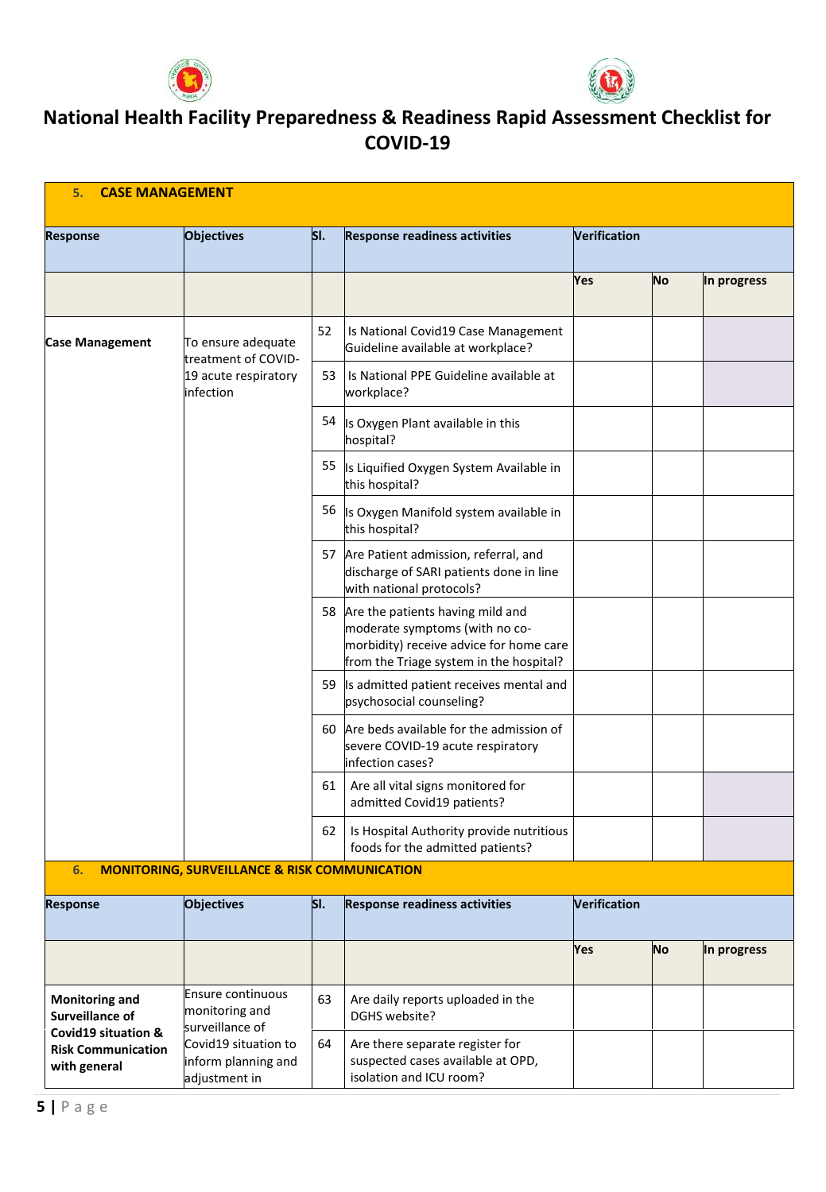# National Health Facility Preparedness & Readiness Rapid Assessment Checklist for COVID-19

## 5. CASE MANAGEMENT

| Response | Objectives | Sl. | Response readiness activities | Verification | | |
|---|---|---|---|---|---|---|
| | | | | Yes | No | In progress |
| Case Management | To ensure adequate treatment of COVID-19 acute respiratory infection | 52 | Is National Covid19 Case Management Guideline available at workplace? | | | |
| | | 53 | Is National PPE Guideline available at workplace? | | | |
| | | 54 | Is Oxygen Plant available in this hospital? | | | |
| | | 55 | Is Liquified Oxygen System Available in this hospital? | | | |
| | | 56 | Is Oxygen Manifold system available in this hospital? | | | |
| | | 57 | Are Patient admission, referral, and discharge of SARI patients done in line with national protocols? | | | |
| | | 58 | Are the patients having mild and moderate symptoms (with no co-morbidity) receive advice for home care from the Triage system in the hospital? | | | |
| | | 59 | Is admitted patient receives mental and psychosocial counseling? | | | |
| | | 60 | Are beds available for the admission of severe COVID-19 acute respiratory infection cases? | | | |
| | | 61 | Are all vital signs monitored for admitted Covid19 patients? | | | |
| | | 62 | Is Hospital Authority provide nutritious foods for the admitted patients? | | | |

## 6. MONITORING, SURVEILLANCE & RISK COMMUNICATION

| Response | Objectives | Sl. | Response readiness activities | Verification | | |
|---|---|---|---|---|---|---|
| | | | | Yes | No | In progress |
| Monitoring and Surveillance of Covid19 situation & Risk Communication with general | Ensure continuous monitoring and surveillance of Covid19 situation to inform planning and adjustment in | 63 | Are daily reports uploaded in the DGHS website? | | | |
| | | 64 | Are there separate register for suspected cases available at OPD, isolation and ICU room? | | | |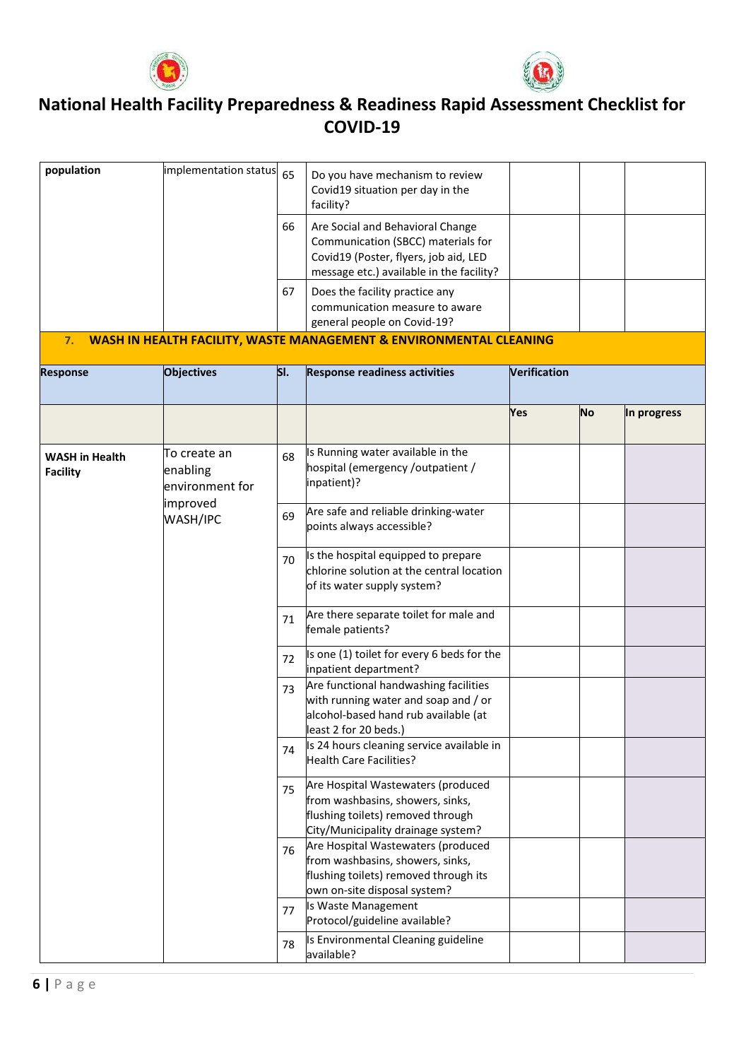# National Health Facility Preparedness & Readiness Rapid Assessment Checklist for COVID-19

| | | | | | | |
|---|---|---|---|---|---|---|
| **population** | implementation status | 65 | Do you have mechanism to review Covid19 situation per day in the facility? | | | |
| | | 66 | Are Social and Behavioral Change Communication (SBCC) materials for Covid19 (Poster, flyers, job aid, LED message etc.) available in the facility? | | | |
| | | 67 | Does the facility practice any communication measure to aware general people on Covid-19? | | | |

**7. WASH IN HEALTH FACILITY, WASTE MANAGEMENT & ENVIRONMENTAL CLEANING**

| **Response** | **Objectives** | **Sl.** | **Response readiness activities** | **Verification** | | |
|---|---|---|---|---|---|---|
| | | | | **Yes** | **No** | **In progress** |
| **WASH in Health Facility** | To create an enabling environment for improved WASH/IPC | 68 | Is Running water available in the hospital (emergency /outpatient / inpatient)? | | | |
| | | 69 | Are safe and reliable drinking-water points always accessible? | | | |
| | | 70 | Is the hospital equipped to prepare chlorine solution at the central location of its water supply system? | | | |
| | | 71 | Are there separate toilet for male and female patients? | | | |
| | | 72 | Is one (1) toilet for every 6 beds for the inpatient department? | | | |
| | | 73 | Are functional handwashing facilities with running water and soap and / or alcohol-based hand rub available (at least 2 for 20 beds.) | | | |
| | | 74 | Is 24 hours cleaning service available in Health Care Facilities? | | | |
| | | 75 | Are Hospital Wastewaters (produced from washbasins, showers, sinks, flushing toilets) removed through City/Municipality drainage system? | | | |
| | | 76 | Are Hospital Wastewaters (produced from washbasins, showers, sinks, flushing toilets) removed through its own on-site disposal system? | | | |
| | | 77 | Is Waste Management Protocol/guideline available? | | | |
| | | 78 | Is Environmental Cleaning guideline available? | | | |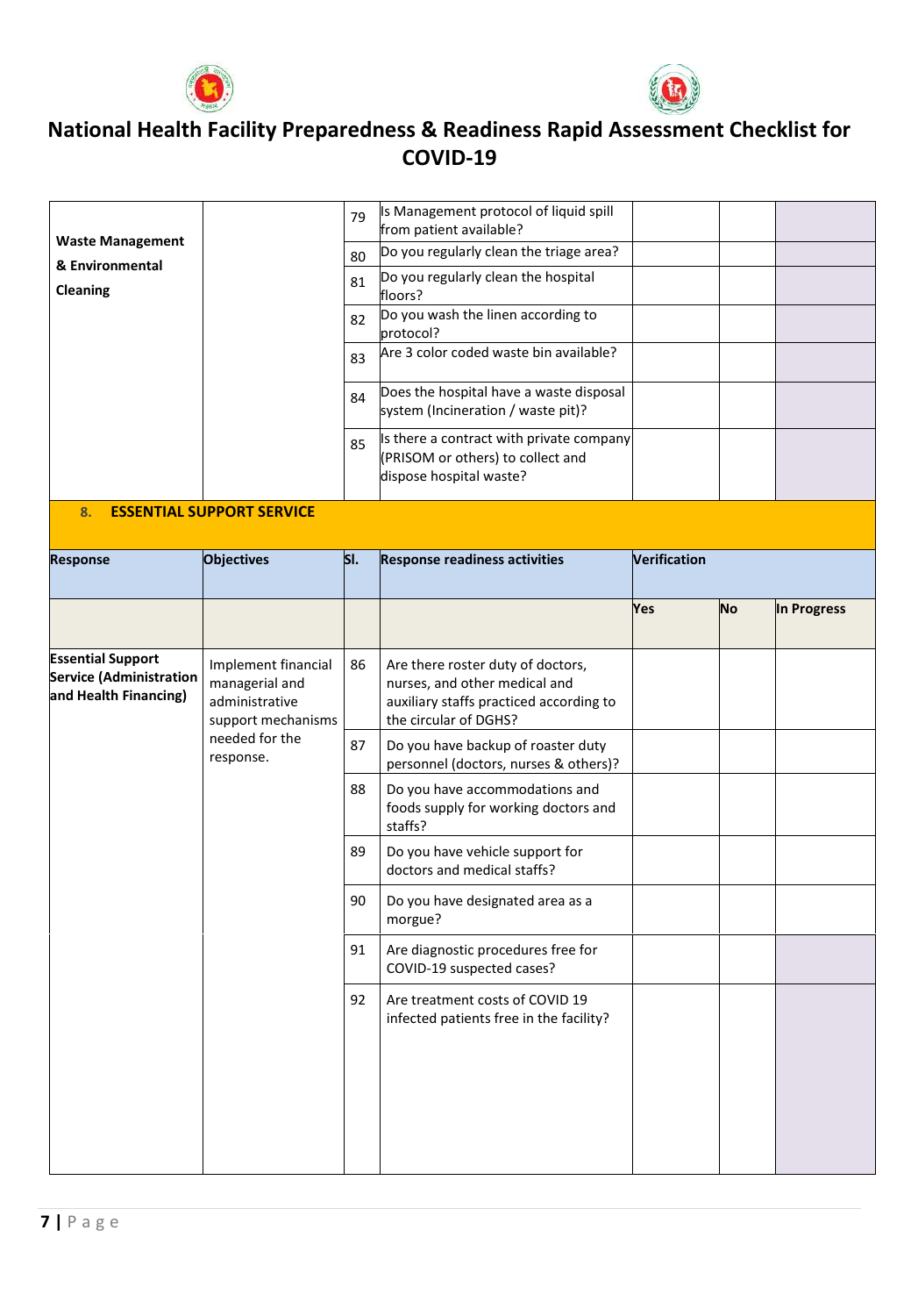# National Health Facility Preparedness & Readiness Rapid Assessment Checklist for COVID-19

| | | | | | | |
|---|---|---|---|---|---|---|
| **Waste Management & Environmental Cleaning** | | 79 | Is Management protocol of liquid spill from patient available? | | | |
| | | 80 | Do you regularly clean the triage area? | | | |
| | | 81 | Do you regularly clean the hospital floors? | | | |
| | | 82 | Do you wash the linen according to protocol? | | | |
| | | 83 | Are 3 color coded waste bin available? | | | |
| | | 84 | Does the hospital have a waste disposal system (Incineration / waste pit)? | | | |
| | | 85 | Is there a contract with private company (PRISOM or others) to collect and dispose hospital waste? | | | |

## 8. ESSENTIAL SUPPORT SERVICE

| Response | Objectives | Sl. | Response readiness activities | Verification | | |
|---|---|---|---|---|---|---|
| | | | | Yes | No | In Progress |
| **Essential Support Service (Administration and Health Financing)** | Implement financial managerial and administrative support mechanisms needed for the response. | 86 | Are there roster duty of doctors, nurses, and other medical and auxiliary staffs practiced according to the circular of DGHS? | | | |
| | | 87 | Do you have backup of roaster duty personnel (doctors, nurses & others)? | | | |
| | | 88 | Do you have accommodations and foods supply for working doctors and staffs? | | | |
| | | 89 | Do you have vehicle support for doctors and medical staffs? | | | |
| | | 90 | Do you have designated area as a morgue? | | | |
| | | 91 | Are diagnostic procedures free for COVID-19 suspected cases? | | | |
| | | 92 | Are treatment costs of COVID 19 infected patients free in the facility? | | | |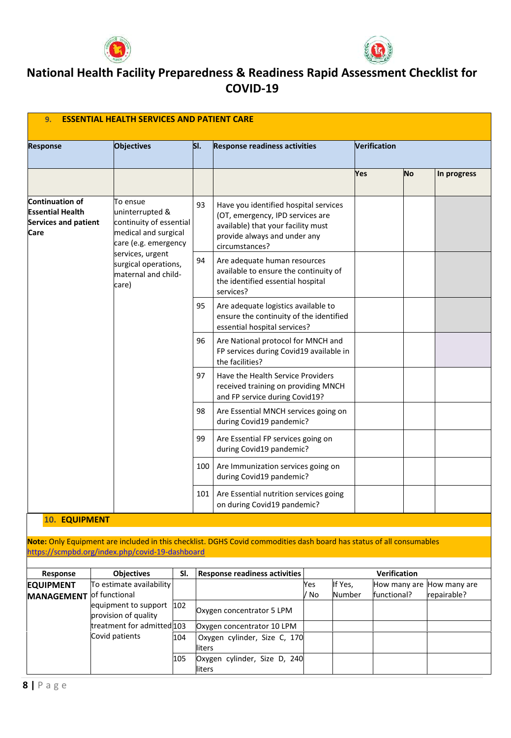# National Health Facility Preparedness & Readiness Rapid Assessment Checklist for COVID-19

## 9. ESSENTIAL HEALTH SERVICES AND PATIENT CARE

| Response | Objectives | Sl. | Response readiness activities | Verification | | |
|---|---|---|---|---|---|---|
| | | | | Yes | No | In progress |
| **Continuation of Essential Health Services and patient Care** | To ensue uninterrupted & continuity of essential medical and surgical care (e.g. emergency services, urgent surgical operations, maternal and child-care) | 93 | Have you identified hospital services (OT, emergency, IPD services are available) that your facility must provide always and under any circumstances? | | | |
| | | 94 | Are adequate human resources available to ensure the continuity of the identified essential hospital services? | | | |
| | | 95 | Are adequate logistics available to ensure the continuity of the identified essential hospital services? | | | |
| | | 96 | Are National protocol for MNCH and FP services during Covid19 available in the facilities? | | | |
| | | 97 | Have the Health Service Providers received training on providing MNCH and FP service during Covid19? | | | |
| | | 98 | Are Essential MNCH services going on during Covid19 pandemic? | | | |
| | | 99 | Are Essential FP services going on during Covid19 pandemic? | | | |
| | | 100 | Are Immunization services going on during Covid19 pandemic? | | | |
| | | 101 | Are Essential nutrition services going on during Covid19 pandemic? | | | |

## 10. EQUIPMENT

**Note:** Only Equipment are included in this checklist. DGHS Covid commodities dash board has status of all consumables https://scmpbd.org/index.php/covid-19-dashboard

| Response | Objectives | Sl. | Response readiness activities | Verification | | | |
|---|---|---|---|---|---|---|---|
| **EQUIPMENT MANAGEMENT** | To estimate availability of functional equipment to support provision of quality treatment for admitted Covid patients | | | Yes / No | If Yes, Number | How many are functional? | How many are repairable? |
| | | 102 | Oxygen concentrator 5 LPM | | | | |
| | | 103 | Oxygen concentrator 10 LPM | | | | |
| | | 104 | Oxygen cylinder, Size C, 170 liters | | | | |
| | | 105 | Oxygen cylinder, Size D, 240 liters | | | | |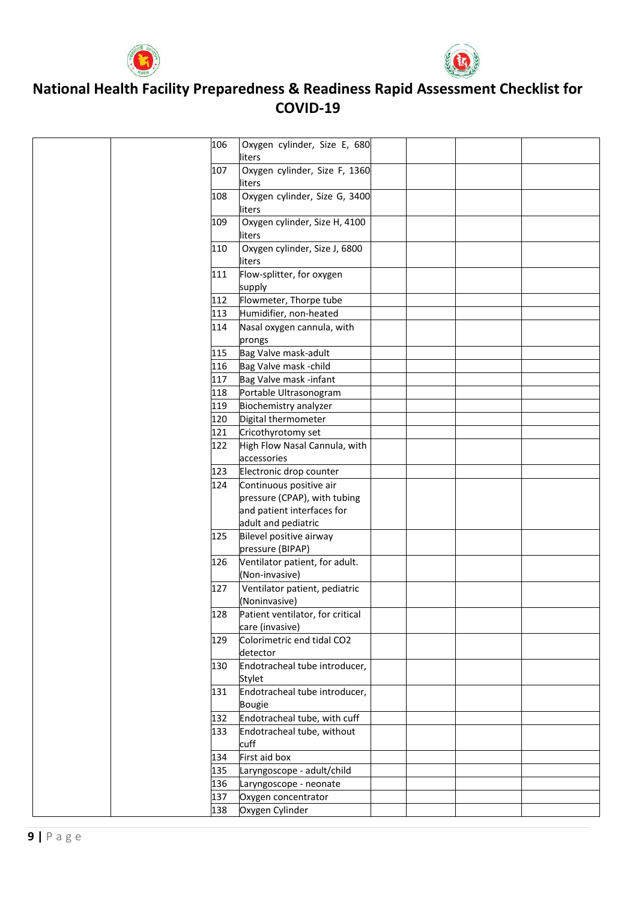# National Health Facility Preparedness & Readiness Rapid Assessment Checklist for COVID-19

| | | | | | | | |
|---|---|---|---|---|---|---|---|
| | | 106 | Oxygen cylinder, Size E, 680 liters | | | | |
| | | 107 | Oxygen cylinder, Size F, 1360 liters | | | | |
| | | 108 | Oxygen cylinder, Size G, 3400 liters | | | | |
| | | 109 | Oxygen cylinder, Size H, 4100 liters | | | | |
| | | 110 | Oxygen cylinder, Size J, 6800 liters | | | | |
| | | 111 | Flow-splitter, for oxygen supply | | | | |
| | | 112 | Flowmeter, Thorpe tube | | | | |
| | | 113 | Humidifier, non-heated | | | | |
| | | 114 | Nasal oxygen cannula, with prongs | | | | |
| | | 115 | Bag Valve mask-adult | | | | |
| | | 116 | Bag Valve mask -child | | | | |
| | | 117 | Bag Valve mask -infant | | | | |
| | | 118 | Portable Ultrasonogram | | | | |
| | | 119 | Biochemistry analyzer | | | | |
| | | 120 | Digital thermometer | | | | |
| | | 121 | Cricothyrotomy set | | | | |
| | | 122 | High Flow Nasal Cannula, with accessories | | | | |
| | | 123 | Electronic drop counter | | | | |
| | | 124 | Continuous positive air pressure (CPAP), with tubing and patient interfaces for adult and pediatric | | | | |
| | | 125 | Bilevel positive airway pressure (BIPAP) | | | | |
| | | 126 | Ventilator patient, for adult. (Non-invasive) | | | | |
| | | 127 | Ventilator patient, pediatric (Noninvasive) | | | | |
| | | 128 | Patient ventilator, for critical care (invasive) | | | | |
| | | 129 | Colorimetric end tidal CO2 detector | | | | |
| | | 130 | Endotracheal tube introducer, Stylet | | | | |
| | | 131 | Endotracheal tube introducer, Bougie | | | | |
| | | 132 | Endotracheal tube, with cuff | | | | |
| | | 133 | Endotracheal tube, without cuff | | | | |
| | | 134 | First aid box | | | | |
| | | 135 | Laryngoscope - adult/child | | | | |
| | | 136 | Laryngoscope - neonate | | | | |
| | | 137 | Oxygen concentrator | | | | |
| | | 138 | Oxygen Cylinder | | | | |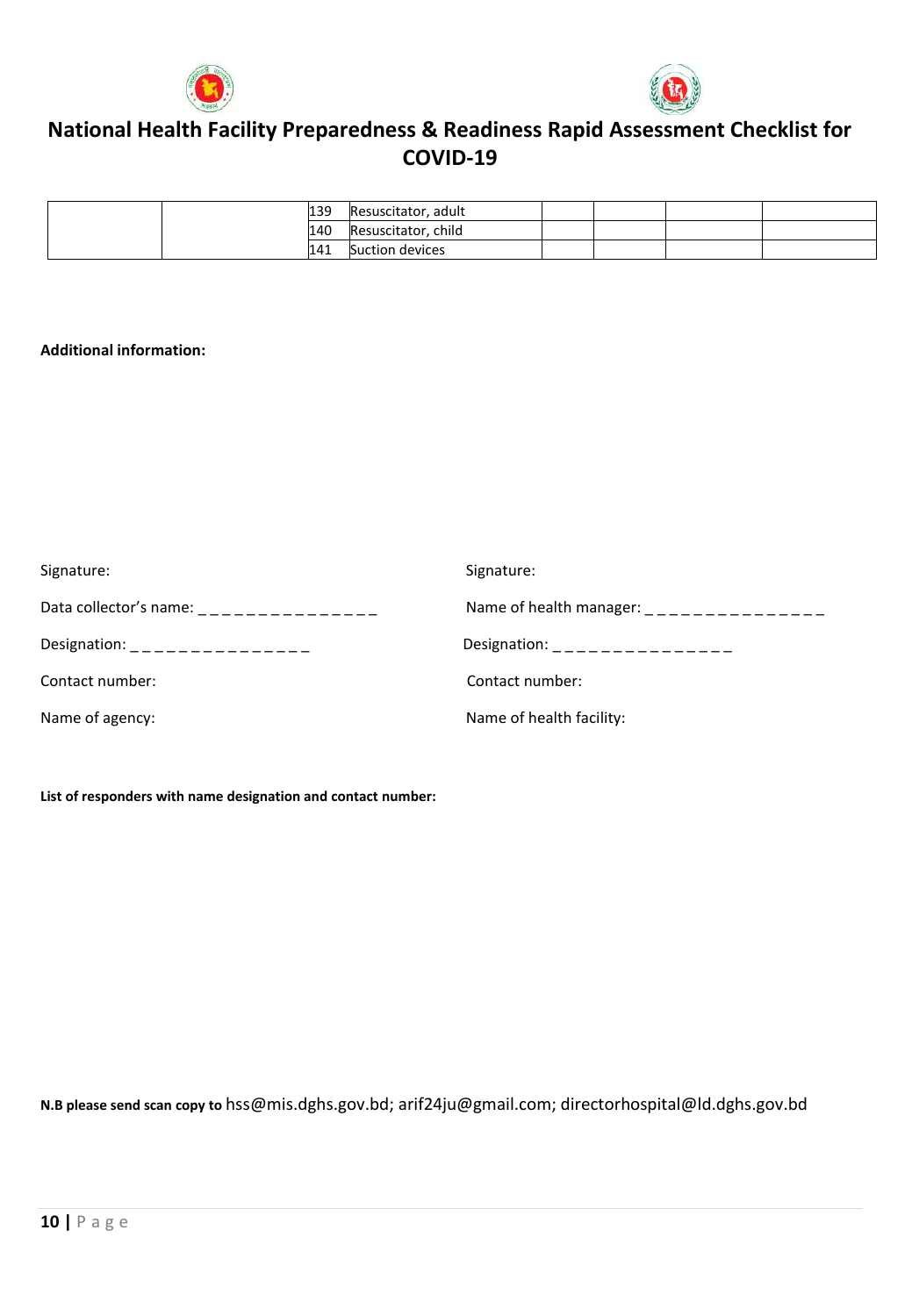# National Health Facility Preparedness & Readiness Rapid Assessment Checklist for COVID-19

| | | | | | | | |
|---|---|---|---|---|---|---|---|
| | | 139 | Resuscitator, adult | | | | |
| | | 140 | Resuscitator, child | | | | |
| | | 141 | Suction devices | | | | |

**Additional information:**

Signature:

Data collector's name: _______________

Designation: _______________

Contact number:

Name of agency:

Signature:

Name of health manager: _______________

Designation: _______________

Contact number:

Name of health facility:

**List of responders with name designation and contact number:**

**N.B please send scan copy to** hss@mis.dghs.gov.bd; arif24ju@gmail.com; directorhospital@ld.dghs.gov.bd